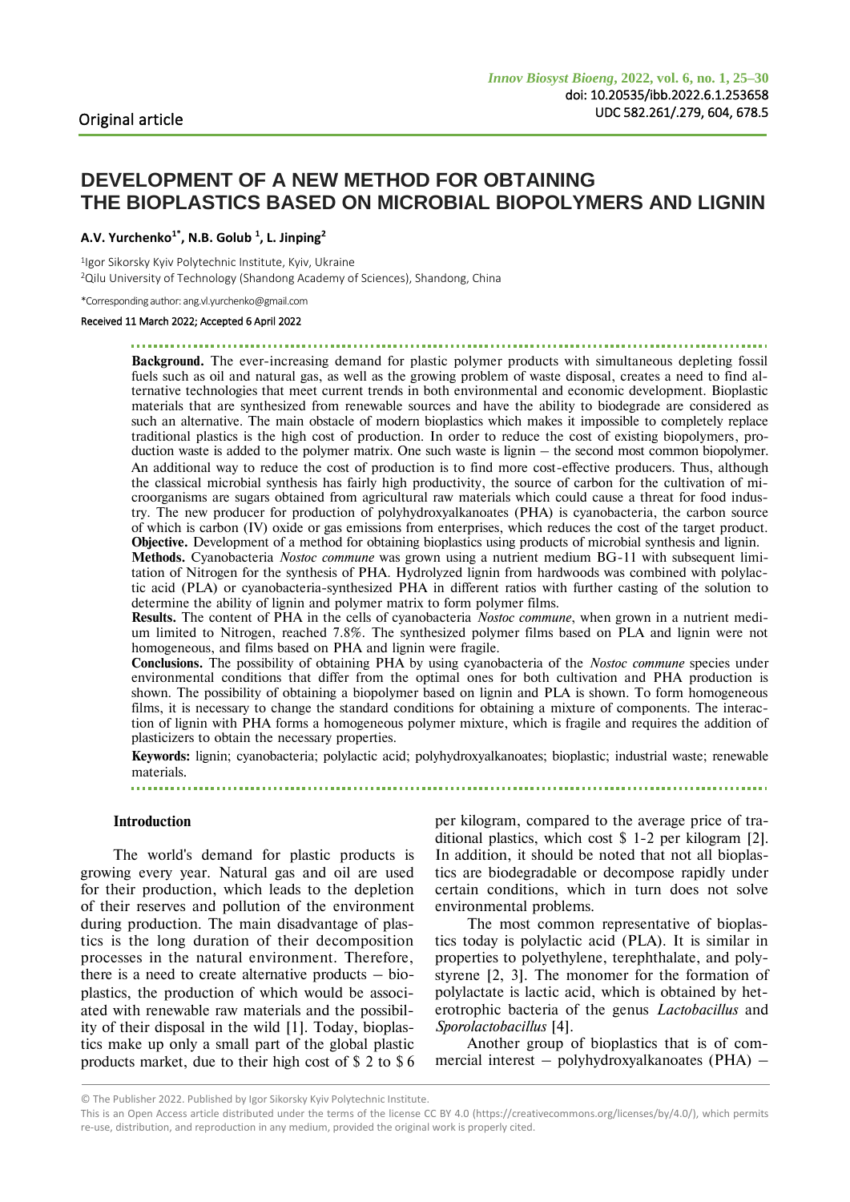Original article

doi: 10.20535/ibb.2022.6.1.253658
UDC 582.261/.279, 604, 678.5

# DEVELOPMENT OF A NEW METHOD FOR OBTAINING THE BIOPLASTICS BASED ON MICROBIAL BIOPOLYMERS AND LIGNIN

**A.V. Yurchenko[1*], N.B. Golub [1], L. Jinping[2]**

[1]Igor Sikorsky Kyiv Polytechnic Institute, Kyiv, Ukraine
[2]Qilu University of Technology (Shandong Academy of Sciences), Shandong, China

*Corresponding author: ang.vl.yurchenko@gmail.com

Received 11 March 2022; Accepted 6 April 2022

**Background.** The ever-increasing demand for plastic polymer products with simultaneous depleting fossil fuels such as oil and natural gas, as well as the growing problem of waste disposal, creates a need to find alternative technologies that meet current trends in both environmental and economic development. Bioplastic materials that are synthesized from renewable sources and have the ability to biodegrade are considered as such an alternative. The main obstacle of modern bioplastics which makes it impossible to completely replace traditional plastics is the high cost of production. In order to reduce the cost of existing biopolymers, production waste is added to the polymer matrix. One such waste is lignin – the second most common biopolymer. An additional way to reduce the cost of production is to find more cost-effective producers. Thus, although the classical microbial synthesis has fairly high productivity, the source of carbon for the cultivation of microorganisms are sugars obtained from agricultural raw materials which could cause a threat for food industry. The new producer for production of polyhydroxyalkanoates (PHA) is cyanobacteria, the carbon source of which is carbon (IV) oxide or gas emissions from enterprises, which reduces the cost of the target product.
**Objective.** Development of a method for obtaining bioplastics using products of microbial synthesis and lignin.
**Methods.** Cyanobacteria *Nostoc commune* was grown using a nutrient medium BG-11 with subsequent limitation of Nitrogen for the synthesis of PHA. Hydrolyzed lignin from hardwoods was combined with polylactic acid (PLA) or cyanobacteria-synthesized PHA in different ratios with further casting of the solution to determine the ability of lignin and polymer matrix to form polymer films.
**Results.** The content of PHA in the cells of cyanobacteria *Nostoc commune*, when grown in a nutrient medium limited to Nitrogen, reached 7.8%. The synthesized polymer films based on PLA and lignin were not homogeneous, and films based on PHA and lignin were fragile.
**Conclusions.** The possibility of obtaining PHA by using cyanobacteria of the *Nostoc commune* species under environmental conditions that differ from the optimal ones for both cultivation and PHA production is shown. The possibility of obtaining a biopolymer based on lignin and PLA is shown. To form homogeneous films, it is necessary to change the standard conditions for obtaining a mixture of components. The interaction of lignin with PHA forms a homogeneous polymer mixture, which is fragile and requires the addition of plasticizers to obtain the necessary properties.

**Keywords:** lignin; cyanobacteria; polylactic acid; polyhydroxyalkanoates; bioplastic; industrial waste; renewable materials.

## Introduction

The world's demand for plastic products is growing every year. Natural gas and oil are used for their production, which leads to the depletion of their reserves and pollution of the environment during production. The main disadvantage of plastics is the long duration of their decomposition processes in the natural environment. Therefore, there is a need to create alternative products – bioplastics, the production of which would be associated with renewable raw materials and the possibility of their disposal in the wild [1]. Today, bioplastics make up only a small part of the global plastic products market, due to their high cost of \$ 2 to \$ 6 per kilogram, compared to the average price of traditional plastics, which cost \$ 1-2 per kilogram [2]. In addition, it should be noted that not all bioplastics are biodegradable or decompose rapidly under certain conditions, which in turn does not solve environmental problems.

The most common representative of bioplastics today is polylactic acid (PLA). It is similar in properties to polyethylene, terephthalate, and polystyrene [2, 3]. The monomer for the formation of polylactate is lactic acid, which is obtained by heterotrophic bacteria of the genus *Lactobacillus* and *Sporolactobacillus* [4].

Another group of bioplastics that is of commercial interest – polyhydroxyalkanoates (PHA) –

© The Publisher 2022. Published by Igor Sikorsky Kyiv Polytechnic Institute.
This is an Open Access article distributed under the terms of the license CC BY 4.0 (https://creativecommons.org/licenses/by/4.0/), which permits re-use, distribution, and reproduction in any medium, provided the original work is properly cited.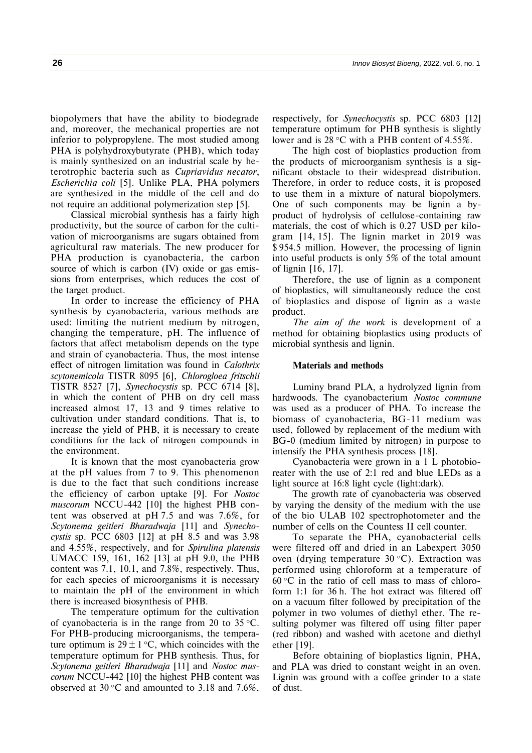biopolymers that have the ability to biodegrade and, moreover, the mechanical properties are not inferior to polypropylene. The most studied among PHA is polyhydroxybutyrate (PHB), which today is mainly synthesized on an industrial scale by heterotrophic bacteria such as *Cupriavidus necator*, *Escherichia coli* [5]. Unlike PLA, PHA polymers are synthesized in the middle of the cell and do not require an additional polymerization step [5].

Classical microbial synthesis has a fairly high productivity, but the source of carbon for the cultivation of microorganisms are sugars obtained from agricultural raw materials. The new producer for PHA production is cyanobacteria, the carbon source of which is carbon (IV) oxide or gas emissions from enterprises, which reduces the cost of the target product.

In order to increase the efficiency of PHA synthesis by cyanobacteria, various methods are used: limiting the nutrient medium by nitrogen, changing the temperature, pH. The influence of factors that affect metabolism depends on the type and strain of cyanobacteria. Thus, the most intense effect of nitrogen limitation was found in *Calothrix scytonemicola* TISTR 8095 [6], *Chlorogloea fritschii* TISTR 8527 [7], *Synechocystis* sp. PCC 6714 [8], in which the content of PHB on dry cell mass increased almost 17, 13 and 9 times relative to cultivation under standard conditions. That is, to increase the yield of PHB, it is necessary to create conditions for the lack of nitrogen compounds in the environment.

It is known that the most cyanobacteria grow at the pH values from 7 to 9. This phenomenon is due to the fact that such conditions increase the efficiency of carbon uptake [9]. For *Nostoc muscorum* NCCU-442 [10] the highest PHB content was observed at pH 7.5 and was 7.6%, for *Scytonema geitleri Bharadwaja* [11] and *Synechocystis* sp. PCC 6803 [12] at pH 8.5 and was 3.98 and 4.55%, respectively, and for *Spirulina platensis* UMACC 159, 161, 162 [13] at pH 9.0, the PHB content was 7.1, 10.1, and 7.8%, respectively. Thus, for each species of microorganisms it is necessary to maintain the pH of the environment in which there is increased biosynthesis of PHB.

The temperature optimum for the cultivation of cyanobacteria is in the range from 20 to 35 °C. For PHB-producing microorganisms, the temperature optimum is $29 \pm 1$ °C, which coincides with the temperature optimum for PHB synthesis. Thus, for *Scytonema geitleri Bharadwaja* [11] and *Nostoc muscorum* NCCU-442 [10] the highest PHB content was observed at 30 °C and amounted to 3.18 and 7.6%, respectively, for *Synechocystis* sp. PCC 6803 [12] temperature optimum for PHB synthesis is slightly lower and is 28 °C with a PHB content of 4.55%.

The high cost of bioplastics production from the products of microorganism synthesis is a significant obstacle to their widespread distribution. Therefore, in order to reduce costs, it is proposed to use them in a mixture of natural biopolymers. One of such components may be lignin a by-product of hydrolysis of cellulose-containing raw materials, the cost of which is 0.27 USD per kilogram [14, 15]. The lignin market in 2019 was $ 954.5 million. However, the processing of lignin into useful products is only 5% of the total amount of lignin [16, 17].

Therefore, the use of lignin as a component of bioplastics, will simultaneously reduce the cost of bioplastics and dispose of lignin as a waste product.

*The aim of the work* is development of a method for obtaining bioplastics using products of microbial synthesis and lignin.

## Materials and methods

Luminy brand PLA, a hydrolyzed lignin from hardwoods. The cyanobacterium *Nostoc commune* was used as a producer of PHA. To increase the biomass of cyanobacteria, BG-11 medium was used, followed by replacement of the medium with BG-0 (medium limited by nitrogen) in purpose to intensify the PHA synthesis process [18].

Cyanobacteria were grown in a 1 L photobioreater with the use of 2:1 red and blue LEDs as a light source at 16:8 light cycle (light:dark).

The growth rate of cyanobacteria was observed by varying the density of the medium with the use of the bio ULAB 102 spectrophotometer and the number of cells on the Countess II cell counter.

To separate the PHA, cyanobacterial cells were filtered off and dried in an Labexpert 3050 oven (drying temperature 30 °C). Extraction was performed using chloroform at a temperature of 60 °C in the ratio of cell mass to mass of chloroform 1:1 for 36 h. The hot extract was filtered off on a vacuum filter followed by precipitation of the polymer in two volumes of diethyl ether. The resulting polymer was filtered off using filter paper (red ribbon) and washed with acetone and diethyl ether [19].

Before obtaining of bioplastics lignin, PHA, and PLA was dried to constant weight in an oven. Lignin was ground with a coffee grinder to a state of dust.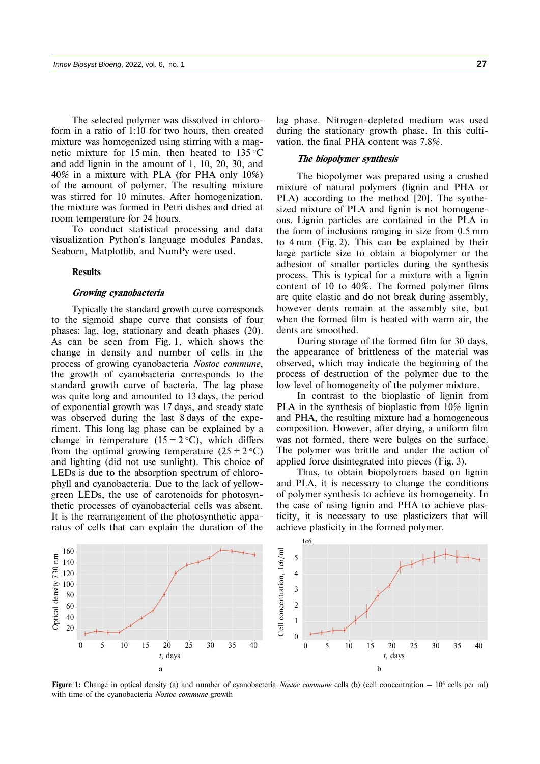The selected polymer was dissolved in chloroform in a ratio of 1:10 for two hours, then created mixture was homogenized using stirring with a magnetic mixture for 15 min, then heated to 135 °C and add lignin in the amount of 1, 10, 20, 30, and 40% in a mixture with PLA (for PHA only 10%) of the amount of polymer. The resulting mixture was stirred for 10 minutes. After homogenization, the mixture was formed in Petri dishes and dried at room temperature for 24 hours.

To conduct statistical processing and data visualization Python's language modules Pandas, Seaborn, Matplotlib, and NumPy were used.

## Results

### *Growing cyanobacteria*

Typically the standard growth curve corresponds to the sigmoid shape curve that consists of four phases: lag, log, stationary and death phases (20). As can be seen from Fig. 1, which shows the change in density and number of cells in the process of growing cyanobacteria *Nostoc commune*, the growth of cyanobacteria corresponds to the standard growth curve of bacteria. The lag phase was quite long and amounted to 13 days, the period of exponential growth was 17 days, and steady state was observed during the last 8 days of the experiment. This long lag phase can be explained by a change in temperature ($15 \pm 2$ °C), which differs from the optimal growing temperature ($25 \pm 2$ °C) and lighting (did not use sunlight). This choice of LEDs is due to the absorption spectrum of chlorophyll and cyanobacteria. Due to the lack of yellow-green LEDs, the use of carotenoids for photosynthetic processes of cyanobacterial cells was absent. It is the rearrangement of the photosynthetic apparatus of cells that can explain the duration of the lag phase. Nitrogen-depleted medium was used during the stationary growth phase. In this cultivation, the final PHA content was 7.8%.

### *The biopolymer synthesis*

The biopolymer was prepared using a crushed mixture of natural polymers (lignin and PHA or PLA) according to the method [20]. The synthesized mixture of PLA and lignin is not homogeneous. Lignin particles are contained in the PLA in the form of inclusions ranging in size from 0.5 mm to 4 mm (Fig. 2). This can be explained by their large particle size to obtain a biopolymer or the adhesion of smaller particles during the synthesis process. This is typical for a mixture with a lignin content of 10 to 40%. The formed polymer films are quite elastic and do not break during assembly, however dents remain at the assembly site, but when the formed film is heated with warm air, the dents are smoothed.

During storage of the formed film for 30 days, the appearance of brittleness of the material was observed, which may indicate the beginning of the process of destruction of the polymer due to the low level of homogeneity of the polymer mixture.

In contrast to the bioplastic of lignin from PLA in the synthesis of bioplastic from 10% lignin and PHA, the resulting mixture had a homogeneous composition. However, after drying, a uniform film was not formed, there were bulges on the surface. The polymer was brittle and under the action of applied force disintegrated into pieces (Fig. 3).

Thus, to obtain biopolymers based on lignin and PLA, it is necessary to change the conditions of polymer synthesis to achieve its homogeneity. In the case of using lignin and PHA to achieve plasticity, it is necessary to use plasticizers that will achieve plasticity in the formed polymer.

**Figure 1:** Change in optical density (a) and number of cyanobacteria *Nostoc commune* cells (b) (cell concentration – $10^6$ cells per ml) with time of the cyanobacteria *Nostoc commune* growth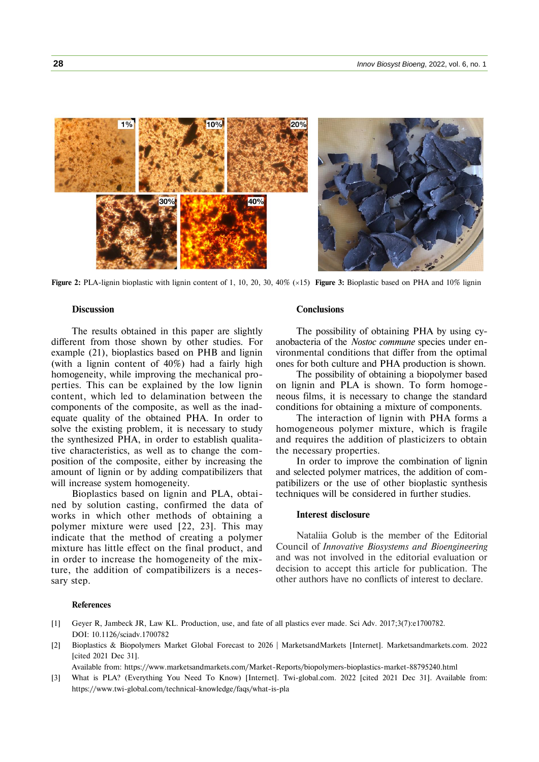Figure 2: PLA-lignin bioplastic with lignin content of 1, 10, 20, 30, 40% (×15)

Figure 3: Bioplastic based on PHA and 10% lignin

## Discussion

The results obtained in this paper are slightly different from those shown by other studies. For example (21), bioplastics based on PHB and lignin (with a lignin content of 40%) had a fairly high homogeneity, while improving the mechanical properties. This can be explained by the low lignin content, which led to delamination between the components of the composite, as well as the inadequate quality of the obtained PHA. In order to solve the existing problem, it is necessary to study the synthesized PHA, in order to establish qualitative characteristics, as well as to change the composition of the composite, either by increasing the amount of lignin or by adding compatibilizers that will increase system homogeneity.

Bioplastics based on lignin and PLA, obtained by solution casting, confirmed the data of works in which other methods of obtaining a polymer mixture were used [22, 23]. This may indicate that the method of creating a polymer mixture has little effect on the final product, and in order to increase the homogeneity of the mixture, the addition of compatibilizers is a necessary step.

## Conclusions

The possibility of obtaining PHA by using cyanobacteria of the *Nostoc commune* species under environmental conditions that differ from the optimal ones for both culture and PHA production is shown.

The possibility of obtaining a biopolymer based on lignin and PLA is shown. To form homogeneous films, it is necessary to change the standard conditions for obtaining a mixture of components.

The interaction of lignin with PHA forms a homogeneous polymer mixture, which is fragile and requires the addition of plasticizers to obtain the necessary properties.

In order to improve the combination of lignin and selected polymer matrices, the addition of compatibilizers or the use of other bioplastic synthesis techniques will be considered in further studies.

## Interest disclosure

Nataliia Golub is the member of the Editorial Council of *Innovative Biosystems and Bioengineering* and was not involved in the editorial evaluation or decision to accept this article for publication. The other authors have no conflicts of interest to declare.

## References

[1] Geyer R, Jambeck JR, Law KL. Production, use, and fate of all plastics ever made. Sci Adv. 2017;3(7):e1700782. DOI: 10.1126/sciadv.1700782

[2] Bioplastics & Biopolymers Market Global Forecast to 2026 | MarketsandMarkets [Internet]. Marketsandmarkets.com. 2022 [cited 2021 Dec 31]. Available from: https://www.marketsandmarkets.com/Market-Reports/biopolymers-bioplastics-market-88795240.html

[3] What is PLA? (Everything You Need To Know) [Internet]. Twi-global.com. 2022 [cited 2021 Dec 31]. Available from: https://www.twi-global.com/technical-knowledge/faqs/what-is-pla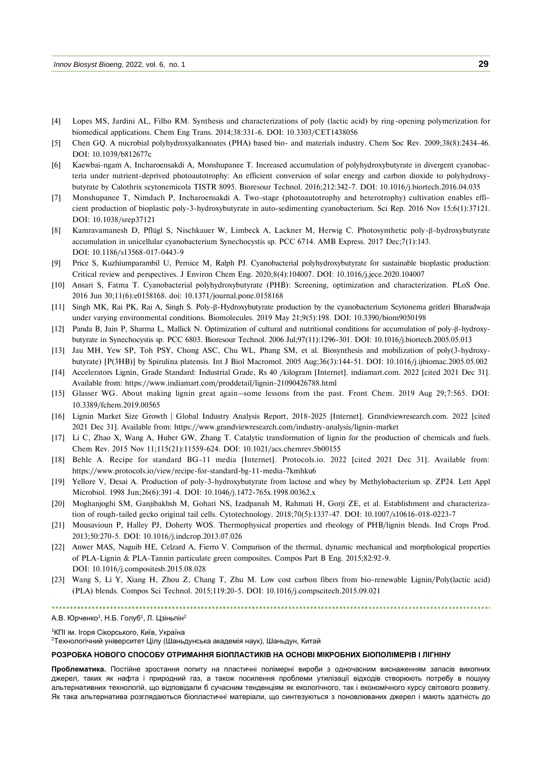[4] Lopes MS, Jardini AL, Filho RM. Synthesis and characterizations of poly (lactic acid) by ring-opening polymerization for biomedical applications. Chem Eng Trans. 2014;38:331-6. DOI: 10.3303/CET1438056

[5] Chen GQ. A microbial polyhydroxyalkanoates (PHA) based bio- and materials industry. Chem Soc Rev. 2009;38(8):2434-46. DOI: 10.1039/b812677c

[6] Kaewbai-ngam A, Incharoensakdi A, Monshupanee T. Increased accumulation of polyhydroxybutyrate in divergent cyanobacteria under nutrient-deprived photoautotrophy: An efficient conversion of solar energy and carbon dioxide to polyhydroxybutyrate by Calothrix scytonemicola TISTR 8095. Bioresour Technol. 2016;212:342-7. DOI: 10.1016/j.biortech.2016.04.035

[7] Monshupanee T, Nimdach P, Incharoensakdi A. Two-stage (photoautotrophy and heterotrophy) cultivation enables efficient production of bioplastic poly-3-hydroxybutyrate in auto-sedimenting cyanobacterium. Sci Rep. 2016 Nov 15;6(1):37121. DOI: 10.1038/srep37121

[8] Kamravamanesh D, Pflügl S, Nischkauer W, Limbeck A, Lackner M, Herwig C. Photosynthetic poly-β-hydroxybutyrate accumulation in unicellular cyanobacterium Synechocystis sp. PCC 6714. AMB Express. 2017 Dec;7(1):143. DOI: 10.1186/s13568-017-0443-9

[9] Price S, Kuzhiumparambil U, Pernice M, Ralph PJ. Cyanobacterial polyhydroxybutyrate for sustainable bioplastic production: Critical review and perspectives. J Environ Chem Eng. 2020;8(4):104007. DOI: 10.1016/j.jece.2020.104007

[10] Ansari S, Fatma T. Cyanobacterial polyhydroxybutyrate (PHB): Screening, optimization and characterization. PLoS One. 2016 Jun 30;11(6):e0158168. doi: 10.1371/journal.pone.0158168

[11] Singh MK, Rai PK, Rai A, Singh S. Poly-β-Hydroxybutyrate production by the cyanobacterium Scytonema geitleri Bharadwaja under varying environmental conditions. Biomolecules. 2019 May 21;9(5):198. DOI: 10.3390/biom9050198

[12] Panda B, Jain P, Sharma L, Mallick N. Optimization of cultural and nutritional conditions for accumulation of poly-β-hydroxybutyrate in Synechocystis sp. PCC 6803. Bioresour Technol. 2006 Jul;97(11):1296-301. DOI: 10.1016/j.biortech.2005.05.013

[13] Jau MH, Yew SP, Toh PSY, Chong ASC, Chu WL, Phang SM, et al. Biosynthesis and mobilization of poly(3-hydroxybutyrate) [P(3HB)] by Spirulina platensis. Int J Biol Macromol. 2005 Aug;36(3):144-51. DOI: 10.1016/j.ijbiomac.2005.05.002

[14] Accelerators Lignin, Grade Standard: Industrial Grade, Rs 40 /kilogram [Internet]. indiamart.com. 2022 [cited 2021 Dec 31]. Available from: https://www.indiamart.com/proddetail/lignin-21090426788.html

[15] Glasser WG. About making lignin great again—some lessons from the past. Front Chem. 2019 Aug 29;7:565. DOI: 10.3389/fchem.2019.00565

[16] Lignin Market Size Growth | Global Industry Analysis Report, 2018-2025 [Internet]. Grandviewresearch.com. 2022 [cited 2021 Dec 31]. Available from: https://www.grandviewresearch.com/industry-analysis/lignin-market

[17] Li C, Zhao X, Wang A, Huber GW, Zhang T. Catalytic transformation of lignin for the production of chemicals and fuels. Chem Rev. 2015 Nov 11;115(21):11559-624. DOI: 10.1021/acs.chemrev.5b00155

[18] Behle A. Recipe for standard BG-11 media [Internet]. Protocols.io. 2022 [cited 2021 Dec 31]. Available from: https://www.protocols.io/view/recipe-for-standard-bg-11-media-7kmhku6

[19] Yellore V, Desai A. Production of poly-3-hydroxybutyrate from lactose and whey by Methylobacterium sp. ZP24. Lett Appl Microbiol. 1998 Jun;26(6):391-4. DOI: 10.1046/j.1472-765x.1998.00362.x

[20] Moghanjoghi SM, Ganjibakhsh M, Gohari NS, Izadpanah M, Rahmati H, Gorji ZE, et al. Establishment and characterization of rough-tailed gecko original tail cells. Cytotechnology. 2018;70(5):1337-47. DOI: 10.1007/s10616-018-0223-7

[21] Mousavioun P, Halley PJ, Doherty WOS. Thermophysical properties and rheology of PHB/lignin blends. Ind Crops Prod. 2013;50:270-5. DOI: 10.1016/j.indcrop.2013.07.026

[22] Anwer MAS, Naguib HE, Celzard A, Fierro V. Comparison of the thermal, dynamic mechanical and morphological properties of PLA-Lignin & PLA-Tannin particulate green composites. Compos Part B Eng. 2015;82:92-9. DOI: 10.1016/j.compositesb.2015.08.028

[23] Wang S, Li Y, Xiang H, Zhou Z, Chang T, Zhu M. Low cost carbon fibers from bio-renewable Lignin/Poly(lactic acid) (PLA) blends. Compos Sci Technol. 2015;119:20-5. DOI: 10.1016/j.compscitech.2015.09.021

---

А.В. Юрченко[1], Н.Б. Голуб[1], Л. Цзіньпін[2]

[1]КПІ ім. Ігоря Сікорського, Київ, Україна

[2]Технологічний університет Цілу (Шаньдунська академія наук), Шаньдун, Китай

**РОЗРОБКА НОВОГО СПОСОБУ ОТРИМАННЯ БІОПЛАСТИКІВ НА ОСНОВІ МІКРОБНИХ БІОПОЛІМЕРІВ І ЛІГНІНУ**

**Проблематика.** Постійне зростання попиту на пластичні полімерні вироби з одночасним виснаженням запасів викопних джерел, таких як нафта і природний газ, а також посилення проблеми утилізації відходів створюють потребу в пошуку альтернативних технологій, що відповідали б сучасним тенденціям як екологічного, так і економічного курсу світового розвитку. Як така альтернатива розглядаються біопластичні матеріали, що синтезуються з поновлюваних джерел і мають здатність до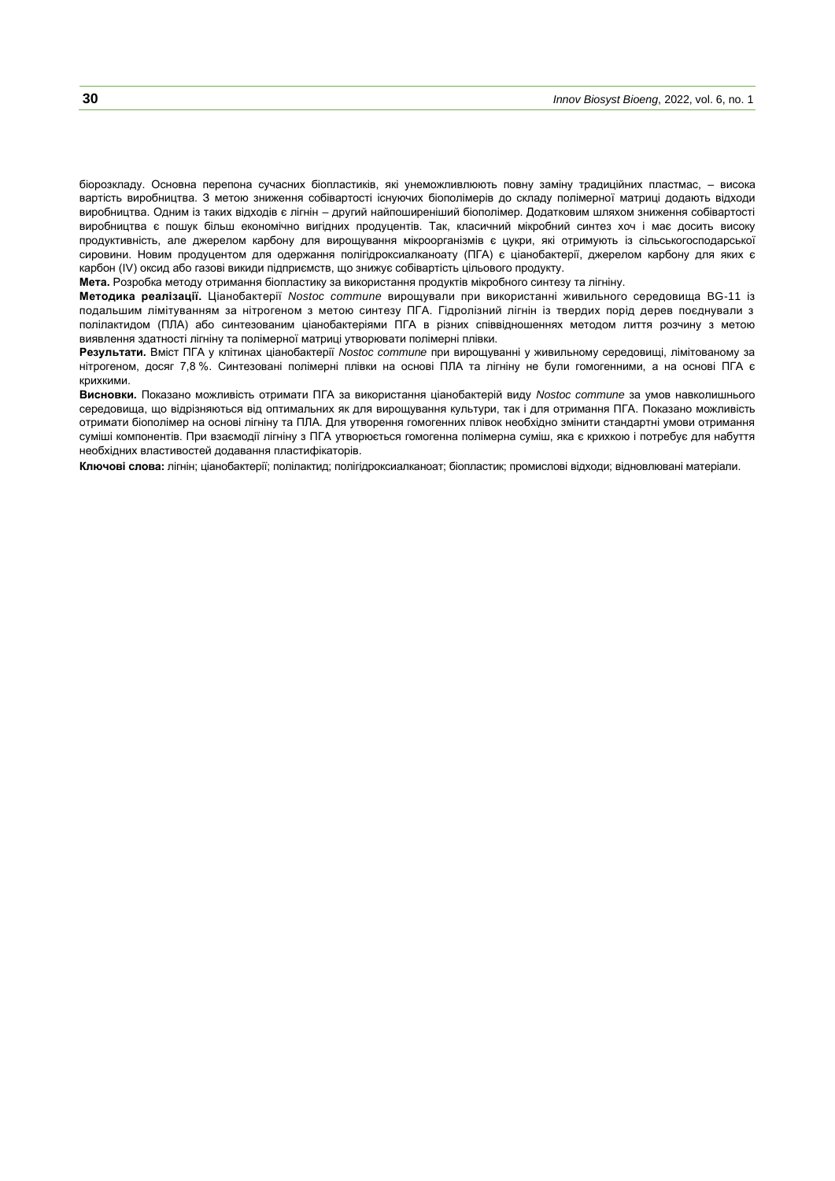біорозкладу. Основна перепона сучасних біопластиків, які унеможливлюють повну заміну традиційних пластмас, – висока вартість виробництва. З метою зниження собівартості існуючих біополімерів до складу полімерної матриці додають відходи виробництва. Одним із таких відходів є лігнін – другий найпоширеніший біополімер. Додатковим шляхом зниження собівартості виробництва є пошук більш економічно вигідних продуцентів. Так, класичний мікробний синтез хоч і має досить високу продуктивність, але джерелом карбону для вирощування мікроорганізмів є цукри, які отримують із сільськогосподарської сировини. Новим продуцентом для одержання полігідроксиалканоату (ПГА) є ціанобактерії, джерелом карбону для яких є карбон (IV) оксид або газові викиди підприємств, що знижує собівартість цільового продукту.

**Мета.** Розробка методу отримання біопластику за використання продуктів мікробного синтезу та лігніну.

**Методика реалізації.** Ціанобактерії *Nostoc commune* вирощували при використанні живильного середовища BG-11 із подальшим лімітуванням за нітрогеном з метою синтезу ПГА. Гідролізний лігнін із твердих порід дерев поєднували з полілактидом (ПЛА) або синтезованим ціанобактеріями ПГА в різних співвідношеннях методом лиття розчину з метою виявлення здатності лігніну та полімерної матриці утворювати полімерні плівки.

**Результати.** Вміст ПГА у клітинах ціанобактерії *Nostoc commune* при вирощуванні у живильному середовищі, лімітованому за нітрогеном, досяг 7,8 %. Синтезовані полімерні плівки на основі ПЛА та лігніну не були гомогенними, а на основі ПГА є крихкими.

**Висновки.** Показано можливість отримати ПГА за використання ціанобактерій виду *Nostoc commune* за умов навколишнього середовища, що відрізняються від оптимальних як для вирощування культури, так і для отримання ПГА. Показано можливість отримати біополімер на основі лігніну та ПЛА. Для утворення гомогенних плівок необхідно змінити стандартні умови отримання суміші компонентів. При взаємодії лігніну з ПГА утворюється гомогенна полімерна суміш, яка є крихкою і потребує для набуття необхідних властивостей додавання пластифікаторів.

**Ключові слова:** лігнін; ціанобактерії; полілактид; полігідроксиалканоат; біопластик; промислові відходи; відновлювані матеріали.